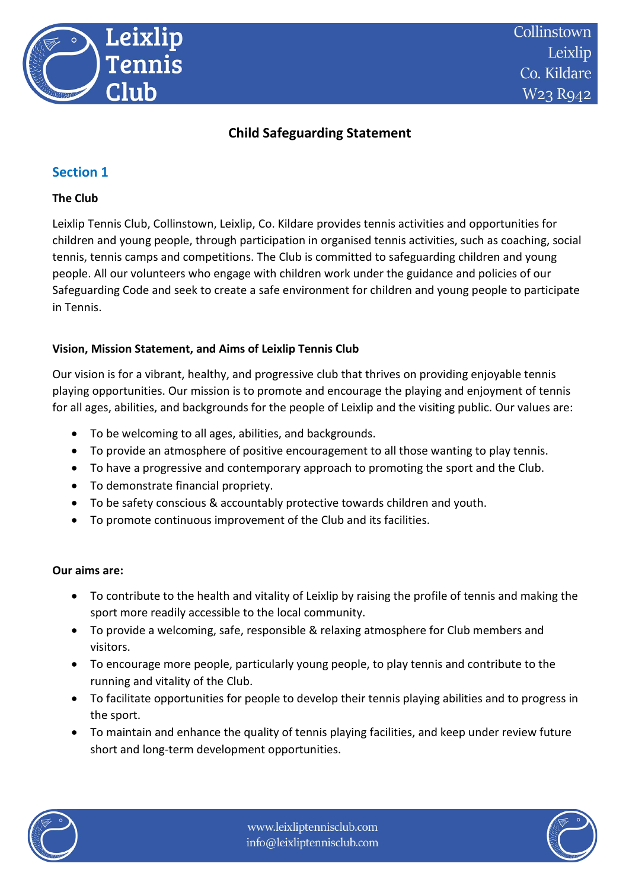# Child Safeguarding Statement

## Section 1

**The Club**

Leixlip Tennis Club, Collinstown, Leixlip, Co. Kildare provides tennis activities and opportunities for children and young people, through participation in organised tennis activities, such as coaching, social tennis, tennis camps and competitions. The Club is committed to safeguarding children and young people. All our volunteers who engage with children work under the guidance and policies of our Safeguarding Code and seek to create a safe environment for children and young people to participate in Tennis.

**Vision, Mission Statement, and Aims of Leixlip Tennis Club**

Our vision is for a vibrant, healthy, and progressive club that thrives on providing enjoyable tennis playing opportunities. Our mission is to promote and encourage the playing and enjoyment of tennis for all ages, abilities, and backgrounds for the people of Leixlip and the visiting public. Our values are:

- To be welcoming to all ages, abilities, and backgrounds.
- To provide an atmosphere of positive encouragement to all those wanting to play tennis.
- To have a progressive and contemporary approach to promoting the sport and the Club.
- To demonstrate financial propriety.
- To be safety conscious & accountably protective towards children and youth.
- To promote continuous improvement of the Club and its facilities.

**Our aims are:**

- To contribute to the health and vitality of Leixlip by raising the profile of tennis and making the sport more readily accessible to the local community.
- To provide a welcoming, safe, responsible & relaxing atmosphere for Club members and visitors.
- To encourage more people, particularly young people, to play tennis and contribute to the running and vitality of the Club.
- To facilitate opportunities for people to develop their tennis playing abilities and to progress in the sport.
- To maintain and enhance the quality of tennis playing facilities, and keep under review future short and long-term development opportunities.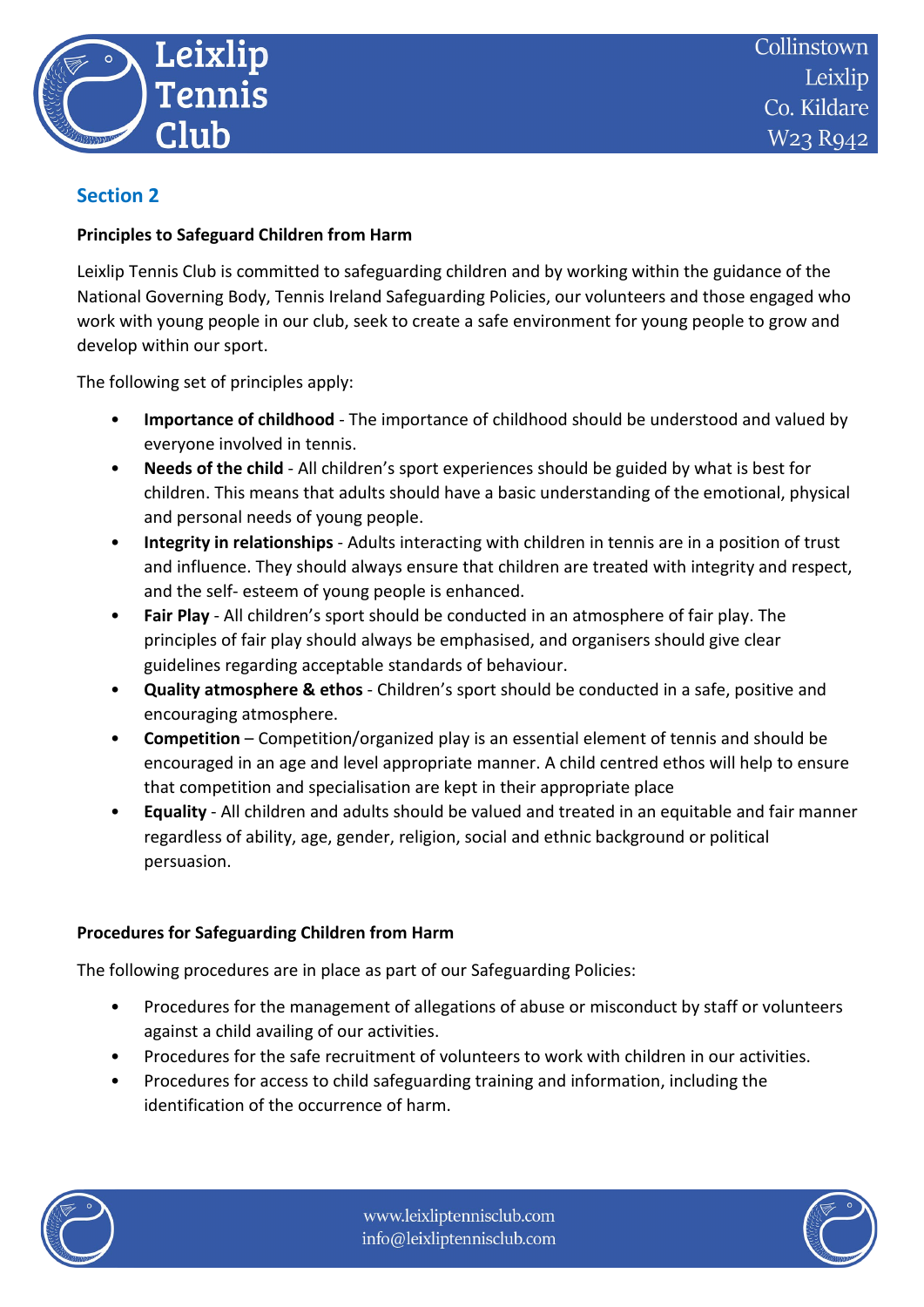## Section 2

**Principles to Safeguard Children from Harm**

Leixlip Tennis Club is committed to safeguarding children and by working within the guidance of the National Governing Body, Tennis Ireland Safeguarding Policies, our volunteers and those engaged who work with young people in our club, seek to create a safe environment for young people to grow and develop within our sport.

The following set of principles apply:

- **Importance of childhood** - The importance of childhood should be understood and valued by everyone involved in tennis.
- **Needs of the child** - All children's sport experiences should be guided by what is best for children. This means that adults should have a basic understanding of the emotional, physical and personal needs of young people.
- **Integrity in relationships** - Adults interacting with children in tennis are in a position of trust and influence. They should always ensure that children are treated with integrity and respect, and the self- esteem of young people is enhanced.
- **Fair Play** - All children's sport should be conducted in an atmosphere of fair play. The principles of fair play should always be emphasised, and organisers should give clear guidelines regarding acceptable standards of behaviour.
- **Quality atmosphere & ethos** - Children's sport should be conducted in a safe, positive and encouraging atmosphere.
- **Competition** – Competition/organized play is an essential element of tennis and should be encouraged in an age and level appropriate manner. A child centred ethos will help to ensure that competition and specialisation are kept in their appropriate place
- **Equality** - All children and adults should be valued and treated in an equitable and fair manner regardless of ability, age, gender, religion, social and ethnic background or political persuasion.

**Procedures for Safeguarding Children from Harm**

The following procedures are in place as part of our Safeguarding Policies:

- Procedures for the management of allegations of abuse or misconduct by staff or volunteers against a child availing of our activities.
- Procedures for the safe recruitment of volunteers to work with children in our activities.
- Procedures for access to child safeguarding training and information, including the identification of the occurrence of harm.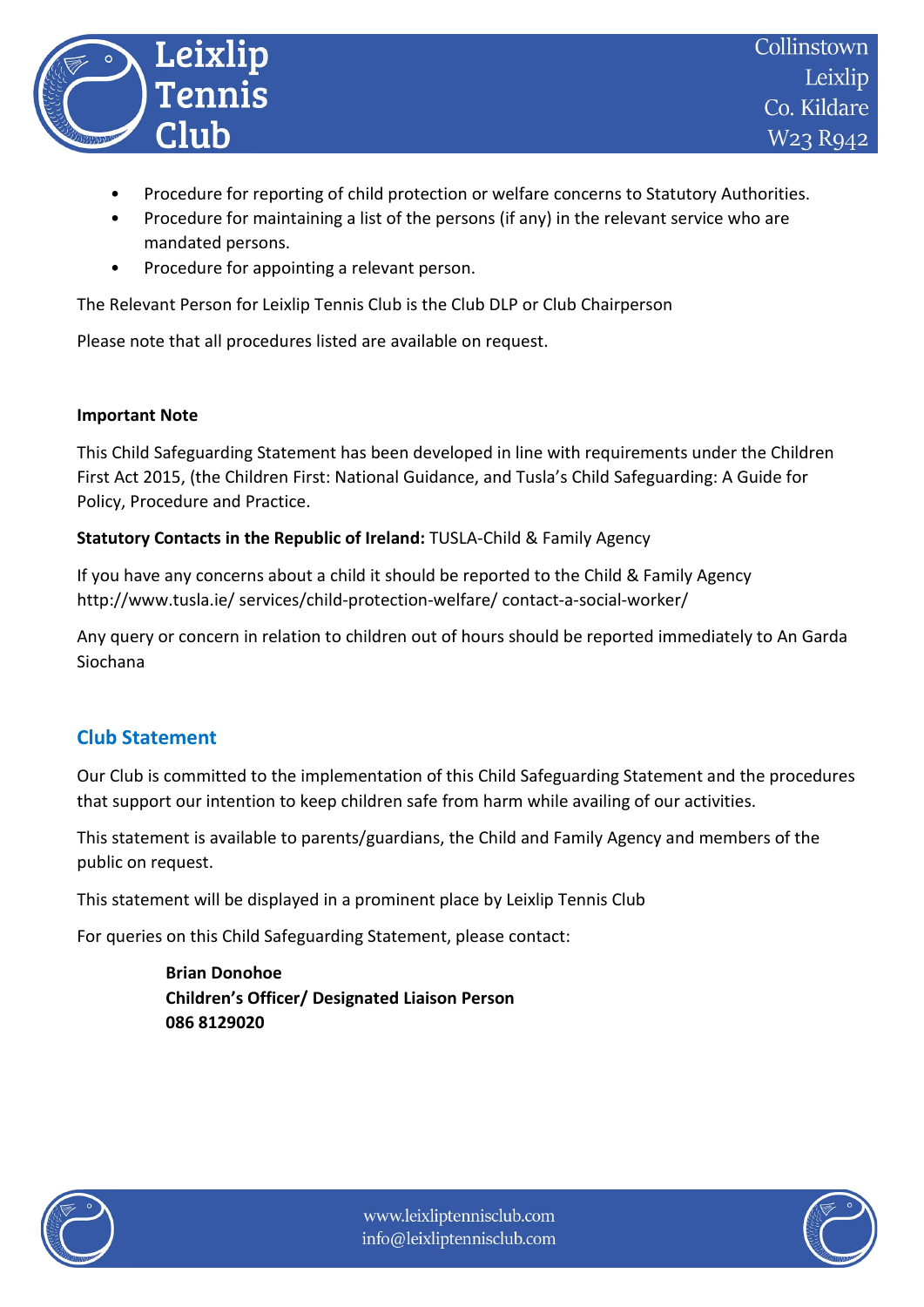- Procedure for reporting of child protection or welfare concerns to Statutory Authorities.
- Procedure for maintaining a list of the persons (if any) in the relevant service who are mandated persons.
- Procedure for appointing a relevant person.

The Relevant Person for Leixlip Tennis Club is the Club DLP or Club Chairperson

Please note that all procedures listed are available on request.

**Important Note**

This Child Safeguarding Statement has been developed in line with requirements under the Children First Act 2015, (the Children First: National Guidance, and Tusla's Child Safeguarding: A Guide for Policy, Procedure and Practice.

**Statutory Contacts in the Republic of Ireland:** TUSLA-Child & Family Agency

If you have any concerns about a child it should be reported to the Child & Family Agency http://www.tusla.ie/ services/child-protection-welfare/ contact-a-social-worker/

Any query or concern in relation to children out of hours should be reported immediately to An Garda Siochana

## Club Statement

Our Club is committed to the implementation of this Child Safeguarding Statement and the procedures that support our intention to keep children safe from harm while availing of our activities.

This statement is available to parents/guardians, the Child and Family Agency and members of the public on request.

This statement will be displayed in a prominent place by Leixlip Tennis Club

For queries on this Child Safeguarding Statement, please contact:

**Brian Donohoe**
**Children's Officer/ Designated Liaison Person**
**086 8129020**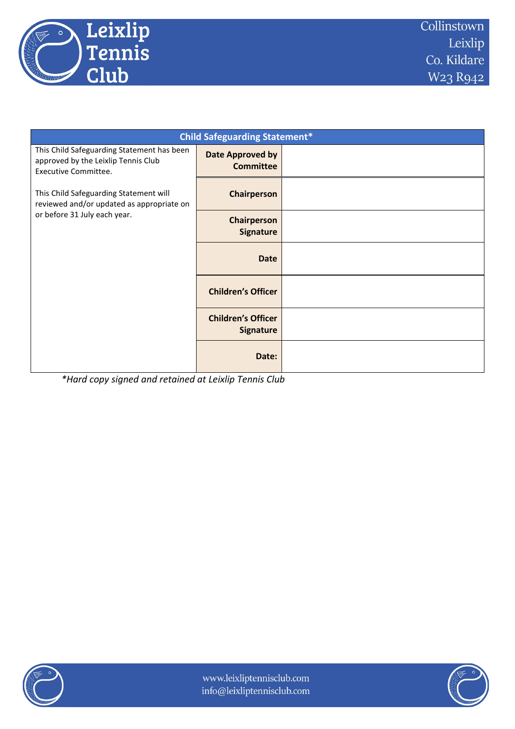| Child Safeguarding Statement* | | |
|---|---|---|
| This Child Safeguarding Statement has been approved by the Leixlip Tennis Club Executive Committee.<br><br>This Child Safeguarding Statement will reviewed and/or updated as appropriate on or before 31 July each year. | **Date Approved by Committee** | |
| | **Chairperson** | |
| | **Chairperson Signature** | |
| | **Date** | |
| | **Children's Officer** | |
| | **Children's Officer Signature** | |
| | **Date:** | |

*\*Hard copy signed and retained at Leixlip Tennis Club*